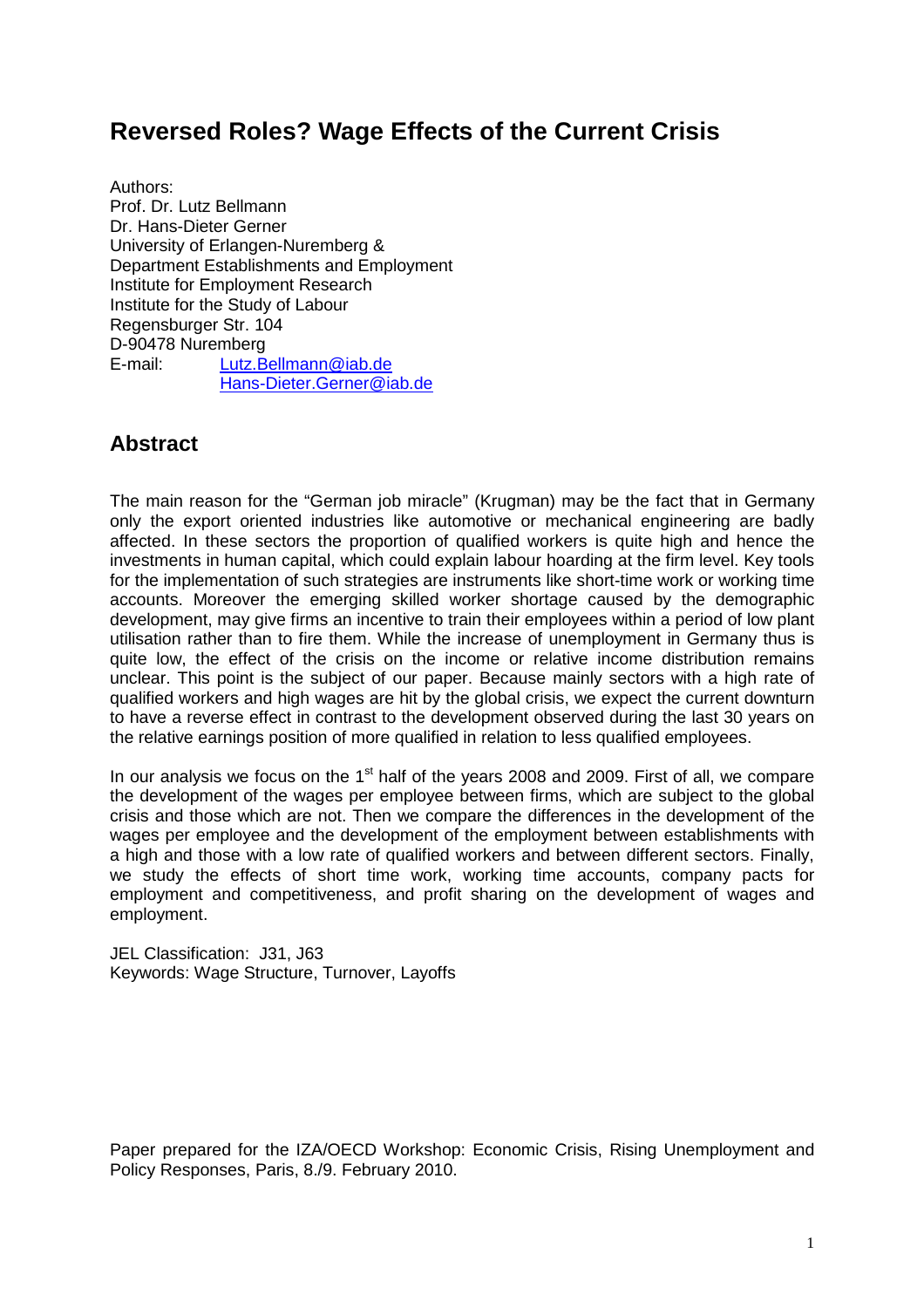# Reversed Roles? Wage Effects of the Current Crisis

Authors:
Prof. Dr. Lutz Bellmann
Dr. Hans-Dieter Gerner
University of Erlangen-Nuremberg &
Department Establishments and Employment
Institute for Employment Research
Institute for the Study of Labour
Regensburger Str. 104
D-90478 Nuremberg
E-mail: Lutz.Bellmann@iab.de
Hans-Dieter.Gerner@iab.de

## Abstract

The main reason for the "German job miracle" (Krugman) may be the fact that in Germany only the export oriented industries like automotive or mechanical engineering are badly affected. In these sectors the proportion of qualified workers is quite high and hence the investments in human capital, which could explain labour hoarding at the firm level. Key tools for the implementation of such strategies are instruments like short-time work or working time accounts. Moreover the emerging skilled worker shortage caused by the demographic development, may give firms an incentive to train their employees within a period of low plant utilisation rather than to fire them. While the increase of unemployment in Germany thus is quite low, the effect of the crisis on the income or relative income distribution remains unclear. This point is the subject of our paper. Because mainly sectors with a high rate of qualified workers and high wages are hit by the global crisis, we expect the current downturn to have a reverse effect in contrast to the development observed during the last 30 years on the relative earnings position of more qualified in relation to less qualified employees.

In our analysis we focus on the 1st half of the years 2008 and 2009. First of all, we compare the development of the wages per employee between firms, which are subject to the global crisis and those which are not. Then we compare the differences in the development of the wages per employee and the development of the employment between establishments with a high and those with a low rate of qualified workers and between different sectors. Finally, we study the effects of short time work, working time accounts, company pacts for employment and competitiveness, and profit sharing on the development of wages and employment.

JEL Classification: J31, J63
Keywords: Wage Structure, Turnover, Layoffs

Paper prepared for the IZA/OECD Workshop: Economic Crisis, Rising Unemployment and Policy Responses, Paris, 8./9. February 2010.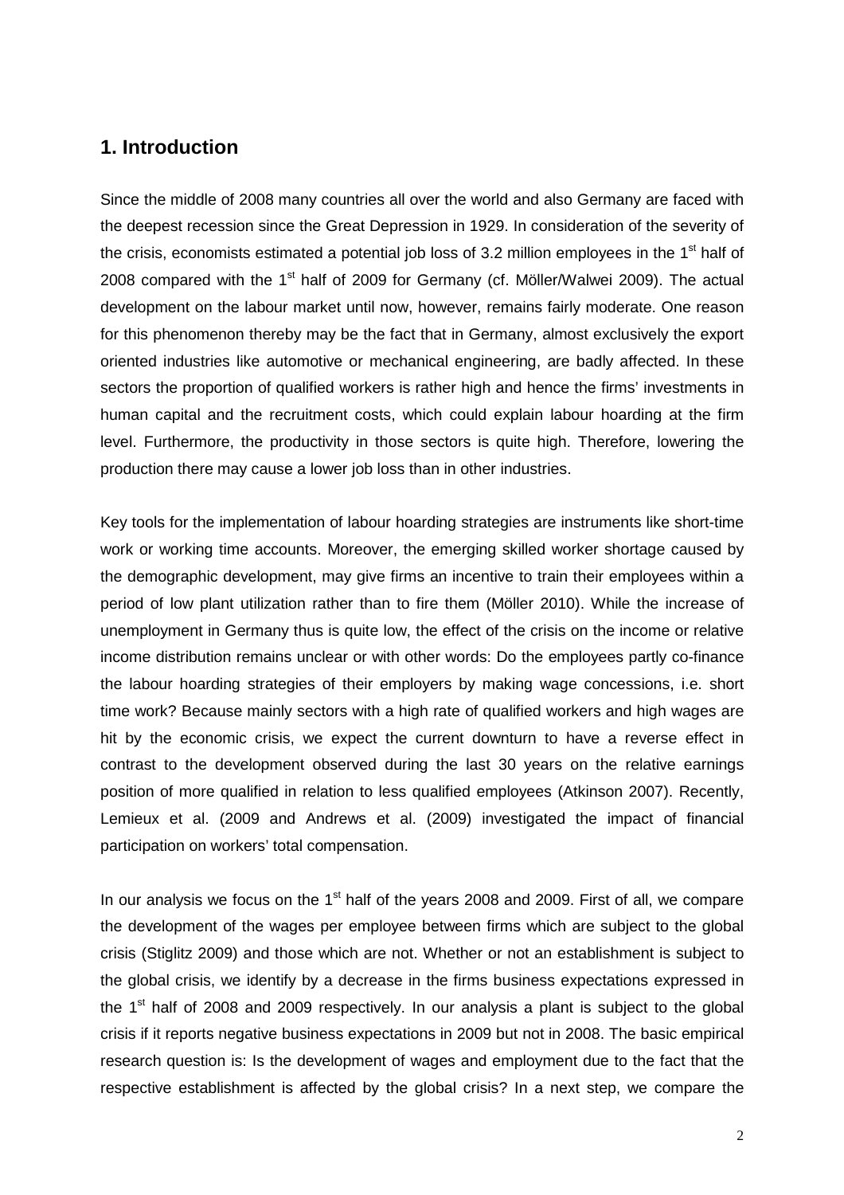## 1. Introduction

Since the middle of 2008 many countries all over the world and also Germany are faced with the deepest recession since the Great Depression in 1929. In consideration of the severity of the crisis, economists estimated a potential job loss of 3.2 million employees in the 1st half of 2008 compared with the 1st half of 2009 for Germany (cf. Möller/Walwei 2009). The actual development on the labour market until now, however, remains fairly moderate. One reason for this phenomenon thereby may be the fact that in Germany, almost exclusively the export oriented industries like automotive or mechanical engineering, are badly affected. In these sectors the proportion of qualified workers is rather high and hence the firms' investments in human capital and the recruitment costs, which could explain labour hoarding at the firm level. Furthermore, the productivity in those sectors is quite high. Therefore, lowering the production there may cause a lower job loss than in other industries.

Key tools for the implementation of labour hoarding strategies are instruments like short-time work or working time accounts. Moreover, the emerging skilled worker shortage caused by the demographic development, may give firms an incentive to train their employees within a period of low plant utilization rather than to fire them (Möller 2010). While the increase of unemployment in Germany thus is quite low, the effect of the crisis on the income or relative income distribution remains unclear or with other words: Do the employees partly co-finance the labour hoarding strategies of their employers by making wage concessions, i.e. short time work? Because mainly sectors with a high rate of qualified workers and high wages are hit by the economic crisis, we expect the current downturn to have a reverse effect in contrast to the development observed during the last 30 years on the relative earnings position of more qualified in relation to less qualified employees (Atkinson 2007). Recently, Lemieux et al. (2009 and Andrews et al. (2009) investigated the impact of financial participation on workers' total compensation.

In our analysis we focus on the 1st half of the years 2008 and 2009. First of all, we compare the development of the wages per employee between firms which are subject to the global crisis (Stiglitz 2009) and those which are not. Whether or not an establishment is subject to the global crisis, we identify by a decrease in the firms business expectations expressed in the 1st half of 2008 and 2009 respectively. In our analysis a plant is subject to the global crisis if it reports negative business expectations in 2009 but not in 2008. The basic empirical research question is: Is the development of wages and employment due to the fact that the respective establishment is affected by the global crisis? In a next step, we compare the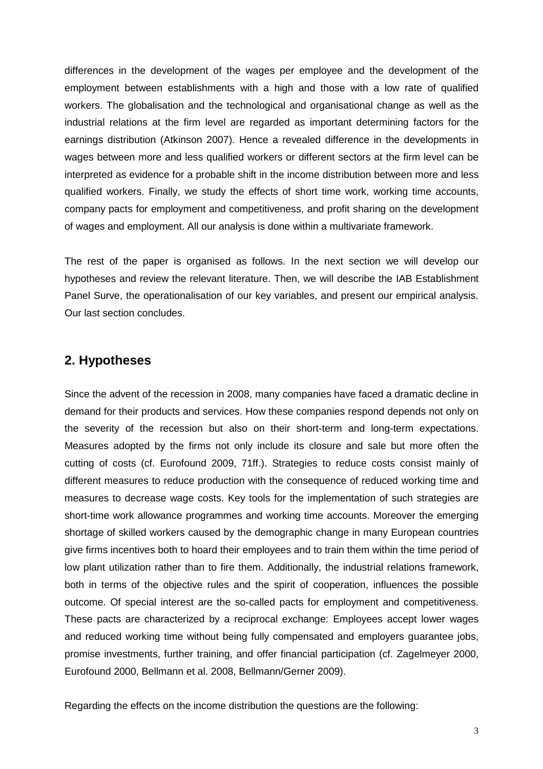differences in the development of the wages per employee and the development of the employment between establishments with a high and those with a low rate of qualified workers. The globalisation and the technological and organisational change as well as the industrial relations at the firm level are regarded as important determining factors for the earnings distribution (Atkinson 2007). Hence a revealed difference in the developments in wages between more and less qualified workers or different sectors at the firm level can be interpreted as evidence for a probable shift in the income distribution between more and less qualified workers. Finally, we study the effects of short time work, working time accounts, company pacts for employment and competitiveness, and profit sharing on the development of wages and employment. All our analysis is done within a multivariate framework.

The rest of the paper is organised as follows. In the next section we will develop our hypotheses and review the relevant literature. Then, we will describe the IAB Establishment Panel Surve, the operationalisation of our key variables, and present our empirical analysis. Our last section concludes.

## 2. Hypotheses

Since the advent of the recession in 2008, many companies have faced a dramatic decline in demand for their products and services. How these companies respond depends not only on the severity of the recession but also on their short-term and long-term expectations. Measures adopted by the firms not only include its closure and sale but more often the cutting of costs (cf. Eurofound 2009, 71ff.). Strategies to reduce costs consist mainly of different measures to reduce production with the consequence of reduced working time and measures to decrease wage costs. Key tools for the implementation of such strategies are short-time work allowance programmes and working time accounts. Moreover the emerging shortage of skilled workers caused by the demographic change in many European countries give firms incentives both to hoard their employees and to train them within the time period of low plant utilization rather than to fire them. Additionally, the industrial relations framework, both in terms of the objective rules and the spirit of cooperation, influences the possible outcome. Of special interest are the so-called pacts for employment and competitiveness. These pacts are characterized by a reciprocal exchange: Employees accept lower wages and reduced working time without being fully compensated and employers guarantee jobs, promise investments, further training, and offer financial participation (cf. Zagelmeyer 2000, Eurofound 2000, Bellmann et al. 2008, Bellmann/Gerner 2009).

Regarding the effects on the income distribution the questions are the following: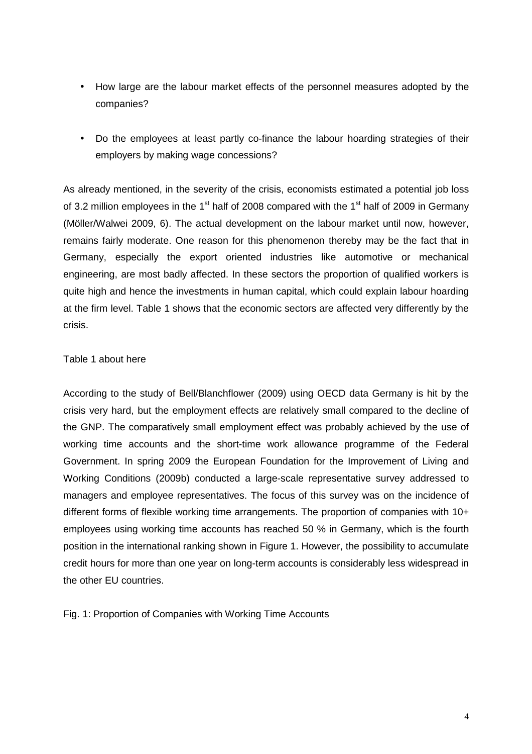- How large are the labour market effects of the personnel measures adopted by the companies?
- Do the employees at least partly co-finance the labour hoarding strategies of their employers by making wage concessions?

As already mentioned, in the severity of the crisis, economists estimated a potential job loss of 3.2 million employees in the 1st half of 2008 compared with the 1st half of 2009 in Germany (Möller/Walwei 2009, 6). The actual development on the labour market until now, however, remains fairly moderate. One reason for this phenomenon thereby may be the fact that in Germany, especially the export oriented industries like automotive or mechanical engineering, are most badly affected. In these sectors the proportion of qualified workers is quite high and hence the investments in human capital, which could explain labour hoarding at the firm level. Table 1 shows that the economic sectors are affected very differently by the crisis.

Table 1 about here

According to the study of Bell/Blanchflower (2009) using OECD data Germany is hit by the crisis very hard, but the employment effects are relatively small compared to the decline of the GNP. The comparatively small employment effect was probably achieved by the use of working time accounts and the short-time work allowance programme of the Federal Government. In spring 2009 the European Foundation for the Improvement of Living and Working Conditions (2009b) conducted a large-scale representative survey addressed to managers and employee representatives. The focus of this survey was on the incidence of different forms of flexible working time arrangements. The proportion of companies with 10+ employees using working time accounts has reached 50 % in Germany, which is the fourth position in the international ranking shown in Figure 1. However, the possibility to accumulate credit hours for more than one year on long-term accounts is considerably less widespread in the other EU countries.

Fig. 1: Proportion of Companies with Working Time Accounts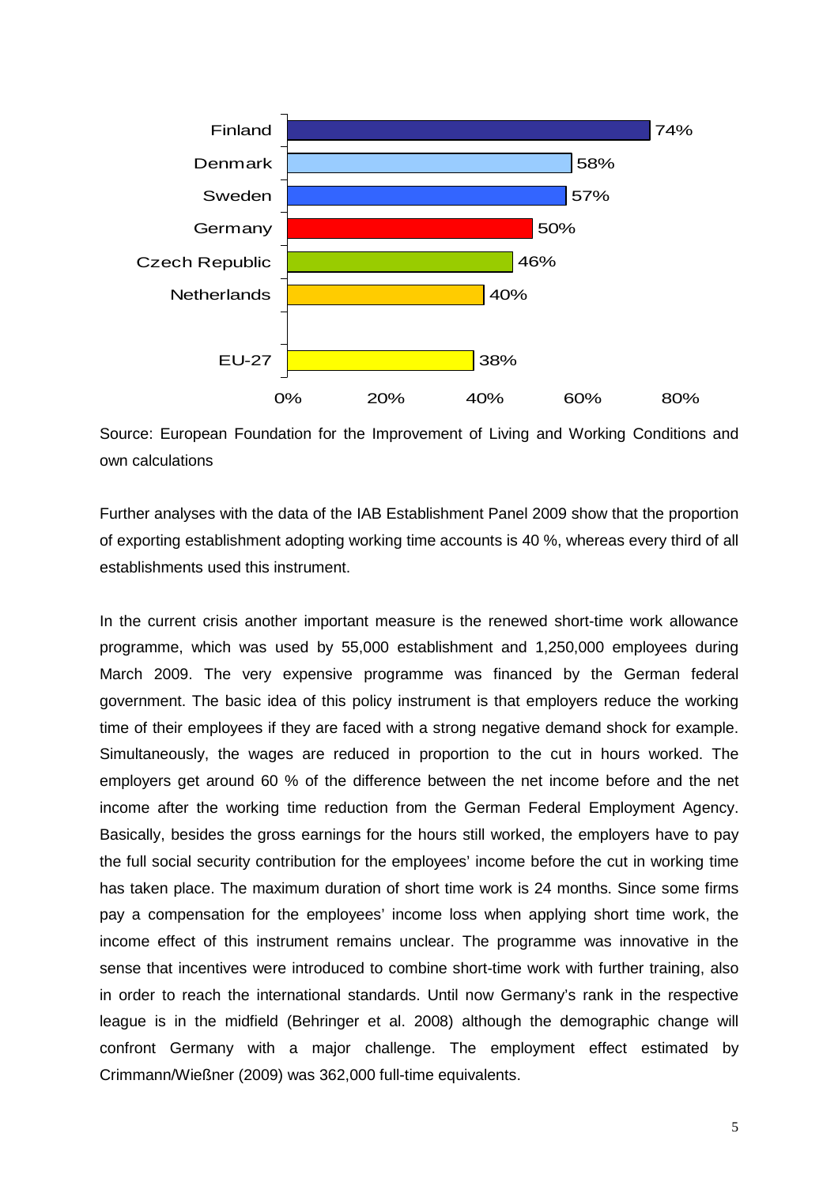| Country | Value |
|---|---|
| Finland | 74% |
| Denmark | 58% |
| Sweden | 57% |
| Germany | 50% |
| Czech Republic | 46% |
| Netherlands | 40% |
| EU-27 | 38% |

Source: European Foundation for the Improvement of Living and Working Conditions and own calculations

Further analyses with the data of the IAB Establishment Panel 2009 show that the proportion of exporting establishment adopting working time accounts is 40 %, whereas every third of all establishments used this instrument.

In the current crisis another important measure is the renewed short-time work allowance programme, which was used by 55,000 establishment and 1,250,000 employees during March 2009. The very expensive programme was financed by the German federal government. The basic idea of this policy instrument is that employers reduce the working time of their employees if they are faced with a strong negative demand shock for example. Simultaneously, the wages are reduced in proportion to the cut in hours worked. The employers get around 60 % of the difference between the net income before and the net income after the working time reduction from the German Federal Employment Agency. Basically, besides the gross earnings for the hours still worked, the employers have to pay the full social security contribution for the employees' income before the cut in working time has taken place. The maximum duration of short time work is 24 months. Since some firms pay a compensation for the employees' income loss when applying short time work, the income effect of this instrument remains unclear. The programme was innovative in the sense that incentives were introduced to combine short-time work with further training, also in order to reach the international standards. Until now Germany's rank in the respective league is in the midfield (Behringer et al. 2008) although the demographic change will confront Germany with a major challenge. The employment effect estimated by Crimmann/Wießner (2009) was 362,000 full-time equivalents.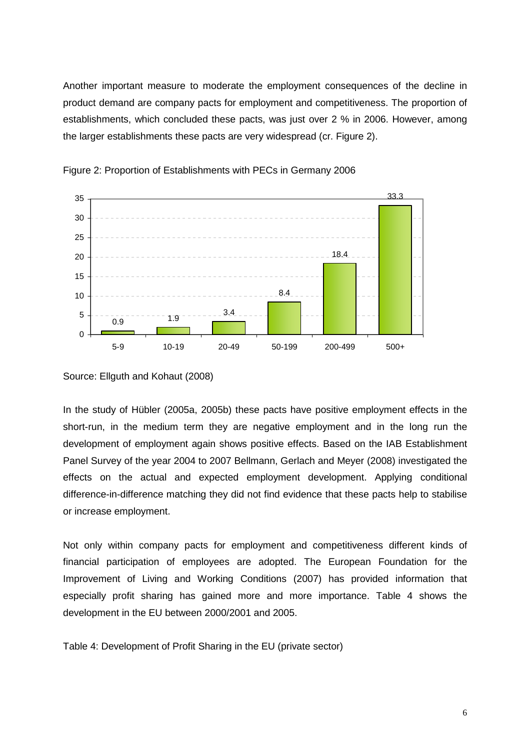Another important measure to moderate the employment consequences of the decline in product demand are company pacts for employment and competitiveness. The proportion of establishments, which concluded these pacts, was just over 2 % in 2006. However, among the larger establishments these pacts are very widespread (cr. Figure 2).

Figure 2: Proportion of Establishments with PECs in Germany 2006

| Establishment size | Proportion (%) |
|---|---|
| 5-9 | 0.9 |
| 10-19 | 1.9 |
| 20-49 | 3.4 |
| 50-199 | 8.4 |
| 200-499 | 18.4 |
| 500+ | 33.3 |

Source: Ellguth and Kohaut (2008)

In the study of Hübler (2005a, 2005b) these pacts have positive employment effects in the short-run, in the medium term they are negative employment and in the long run the development of employment again shows positive effects. Based on the IAB Establishment Panel Survey of the year 2004 to 2007 Bellmann, Gerlach and Meyer (2008) investigated the effects on the actual and expected employment development. Applying conditional difference-in-difference matching they did not find evidence that these pacts help to stabilise or increase employment.

Not only within company pacts for employment and competitiveness different kinds of financial participation of employees are adopted. The European Foundation for the Improvement of Living and Working Conditions (2007) has provided information that especially profit sharing has gained more and more importance. Table 4 shows the development in the EU between 2000/2001 and 2005.

Table 4: Development of Profit Sharing in the EU (private sector)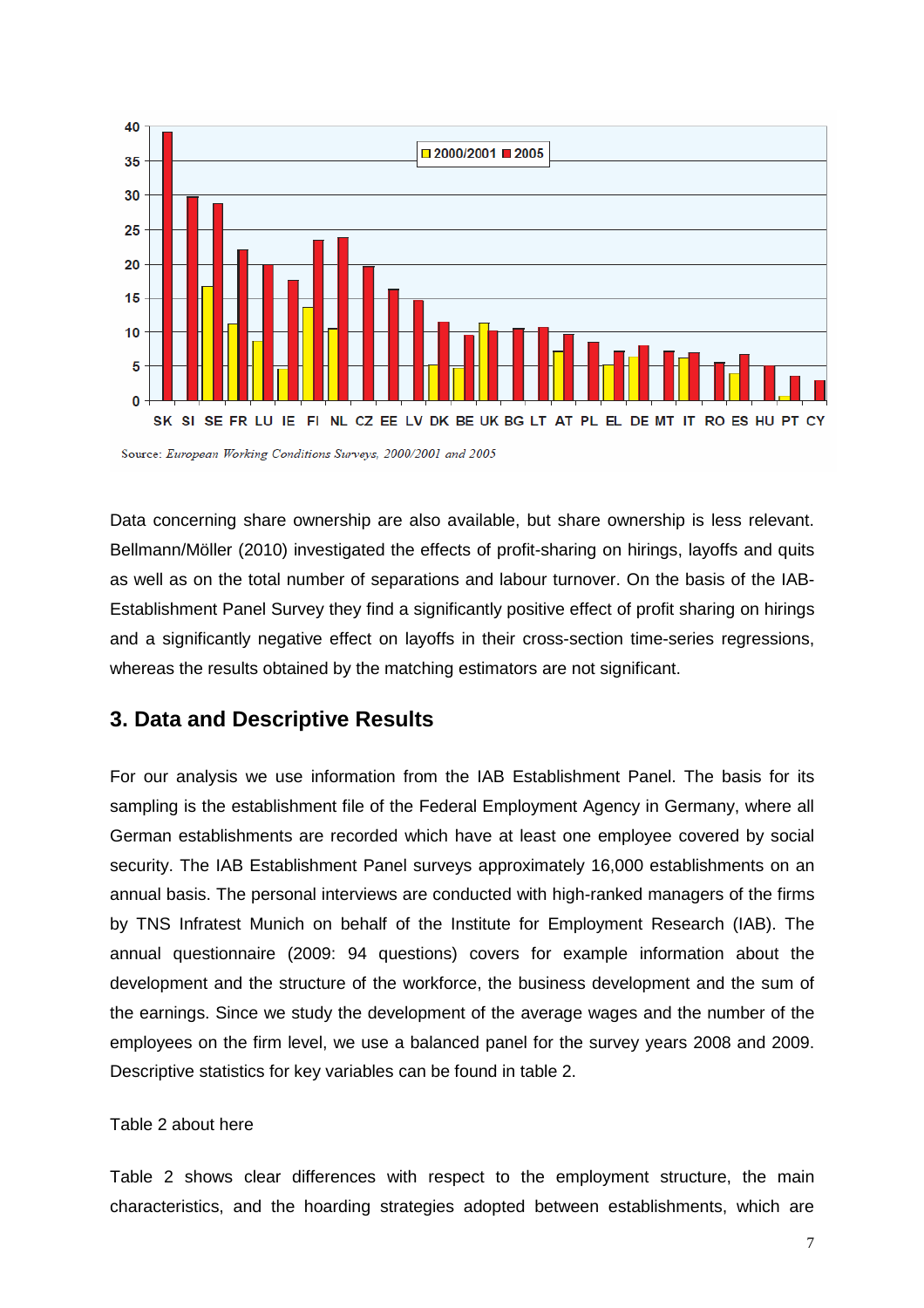Source: *European Working Conditions Surveys, 2000/2001 and 2005*

Data concerning share ownership are also available, but share ownership is less relevant. Bellmann/Möller (2010) investigated the effects of profit-sharing on hirings, layoffs and quits as well as on the total number of separations and labour turnover. On the basis of the IAB-Establishment Panel Survey they find a significantly positive effect of profit sharing on hirings and a significantly negative effect on layoffs in their cross-section time-series regressions, whereas the results obtained by the matching estimators are not significant.

## 3. Data and Descriptive Results

For our analysis we use information from the IAB Establishment Panel. The basis for its sampling is the establishment file of the Federal Employment Agency in Germany, where all German establishments are recorded which have at least one employee covered by social security. The IAB Establishment Panel surveys approximately 16,000 establishments on an annual basis. The personal interviews are conducted with high-ranked managers of the firms by TNS Infratest Munich on behalf of the Institute for Employment Research (IAB). The annual questionnaire (2009: 94 questions) covers for example information about the development and the structure of the workforce, the business development and the sum of the earnings. Since we study the development of the average wages and the number of the employees on the firm level, we use a balanced panel for the survey years 2008 and 2009. Descriptive statistics for key variables can be found in table 2.

Table 2 about here

Table 2 shows clear differences with respect to the employment structure, the main characteristics, and the hoarding strategies adopted between establishments, which are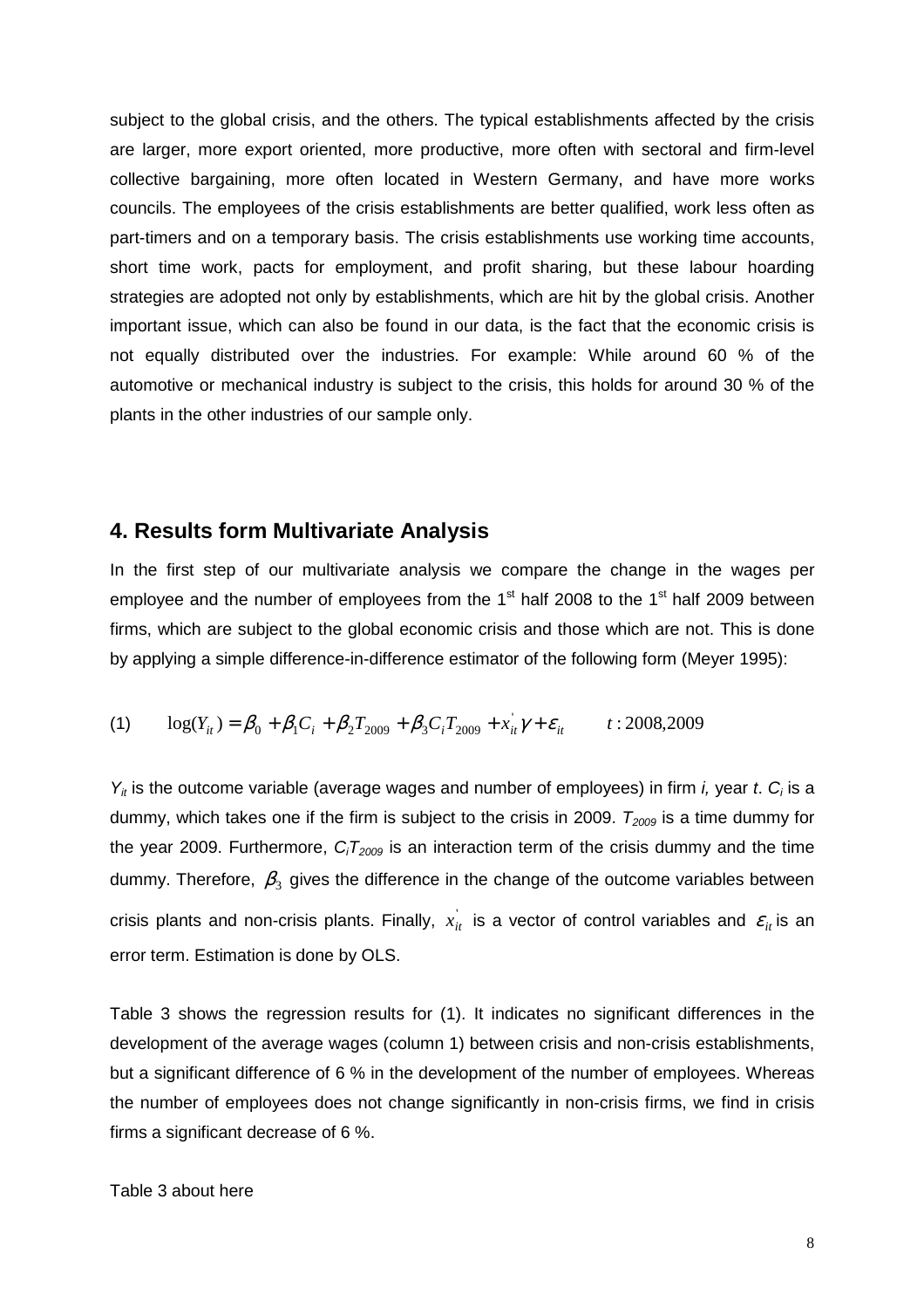subject to the global crisis, and the others. The typical establishments affected by the crisis are larger, more export oriented, more productive, more often with sectoral and firm-level collective bargaining, more often located in Western Germany, and have more works councils. The employees of the crisis establishments are better qualified, work less often as part-timers and on a temporary basis. The crisis establishments use working time accounts, short time work, pacts for employment, and profit sharing, but these labour hoarding strategies are adopted not only by establishments, which are hit by the global crisis. Another important issue, which can also be found in our data, is the fact that the economic crisis is not equally distributed over the industries. For example: While around 60 % of the automotive or mechanical industry is subject to the crisis, this holds for around 30 % of the plants in the other industries of our sample only.

## 4. Results form Multivariate Analysis

In the first step of our multivariate analysis we compare the change in the wages per employee and the number of employees from the 1st half 2008 to the 1st half 2009 between firms, which are subject to the global economic crisis and those which are not. This is done by applying a simple difference-in-difference estimator of the following form (Meyer 1995):

$$(1) \qquad \log(Y_{it}) = \beta_0 + \beta_1 C_i + \beta_2 T_{2009} + \beta_3 C_i T_{2009} + x_{it}^{'}\gamma + \varepsilon_{it} \qquad t: 2008, 2009$$

$Y_{it}$ is the outcome variable (average wages and number of employees) in firm *i,* year *t*. $C_i$ is a dummy, which takes one if the firm is subject to the crisis in 2009. $T_{2009}$ is a time dummy for the year 2009. Furthermore, $C_iT_{2009}$ is an interaction term of the crisis dummy and the time dummy. Therefore, $\beta_3$ gives the difference in the change of the outcome variables between crisis plants and non-crisis plants. Finally, $x_{it}^{'}$ is a vector of control variables and $\varepsilon_{it}$ is an error term. Estimation is done by OLS.

Table 3 shows the regression results for (1). It indicates no significant differences in the development of the average wages (column 1) between crisis and non-crisis establishments, but a significant difference of 6 % in the development of the number of employees. Whereas the number of employees does not change significantly in non-crisis firms, we find in crisis firms a significant decrease of 6 %.

Table 3 about here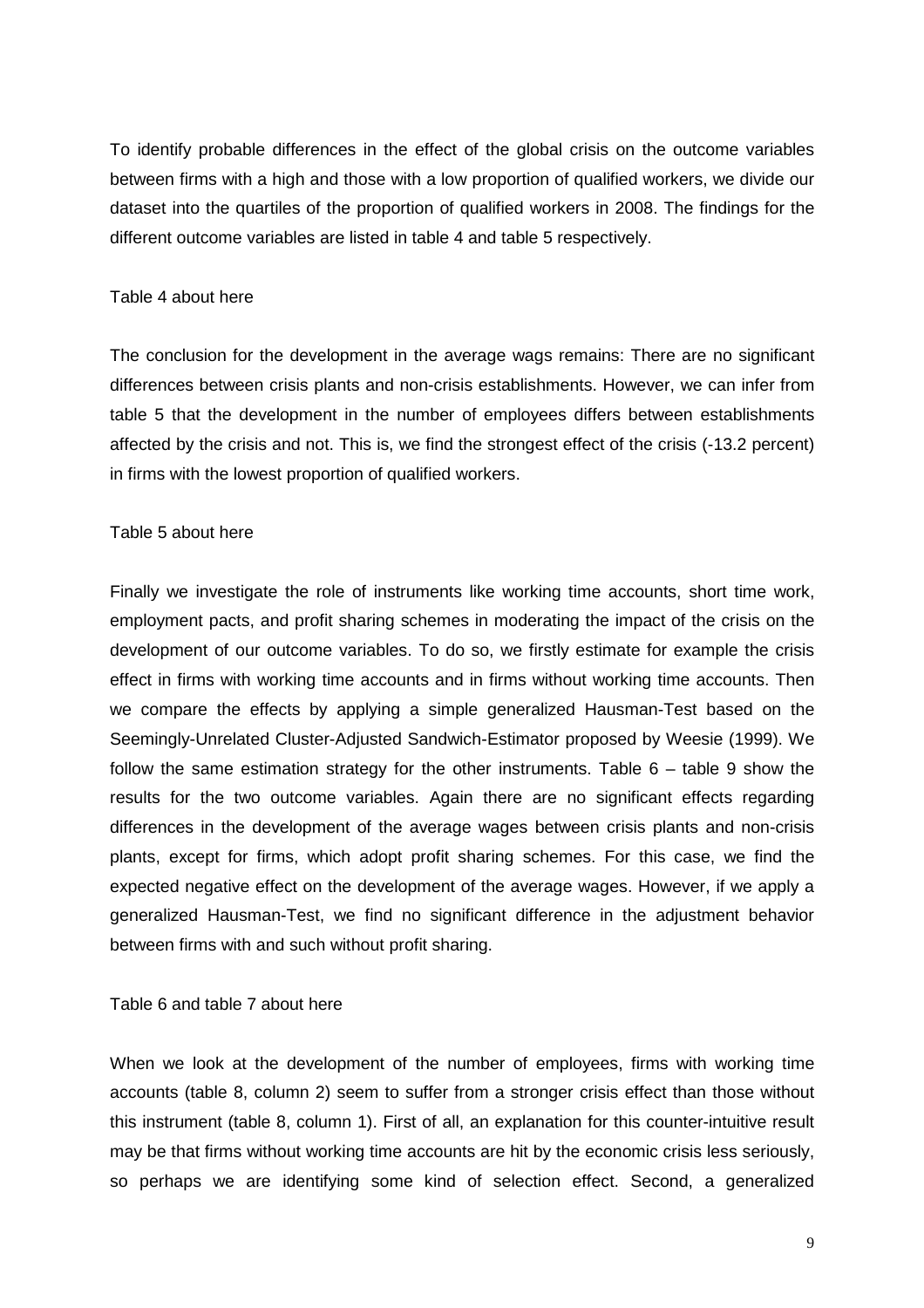To identify probable differences in the effect of the global crisis on the outcome variables between firms with a high and those with a low proportion of qualified workers, we divide our dataset into the quartiles of the proportion of qualified workers in 2008. The findings for the different outcome variables are listed in table 4 and table 5 respectively.

Table 4 about here

The conclusion for the development in the average wags remains: There are no significant differences between crisis plants and non-crisis establishments. However, we can infer from table 5 that the development in the number of employees differs between establishments affected by the crisis and not. This is, we find the strongest effect of the crisis (-13.2 percent) in firms with the lowest proportion of qualified workers.

Table 5 about here

Finally we investigate the role of instruments like working time accounts, short time work, employment pacts, and profit sharing schemes in moderating the impact of the crisis on the development of our outcome variables. To do so, we firstly estimate for example the crisis effect in firms with working time accounts and in firms without working time accounts. Then we compare the effects by applying a simple generalized Hausman-Test based on the Seemingly-Unrelated Cluster-Adjusted Sandwich-Estimator proposed by Weesie (1999). We follow the same estimation strategy for the other instruments. Table 6 – table 9 show the results for the two outcome variables. Again there are no significant effects regarding differences in the development of the average wages between crisis plants and non-crisis plants, except for firms, which adopt profit sharing schemes. For this case, we find the expected negative effect on the development of the average wages. However, if we apply a generalized Hausman-Test, we find no significant difference in the adjustment behavior between firms with and such without profit sharing.

Table 6 and table 7 about here

When we look at the development of the number of employees, firms with working time accounts (table 8, column 2) seem to suffer from a stronger crisis effect than those without this instrument (table 8, column 1). First of all, an explanation for this counter-intuitive result may be that firms without working time accounts are hit by the economic crisis less seriously, so perhaps we are identifying some kind of selection effect. Second, a generalized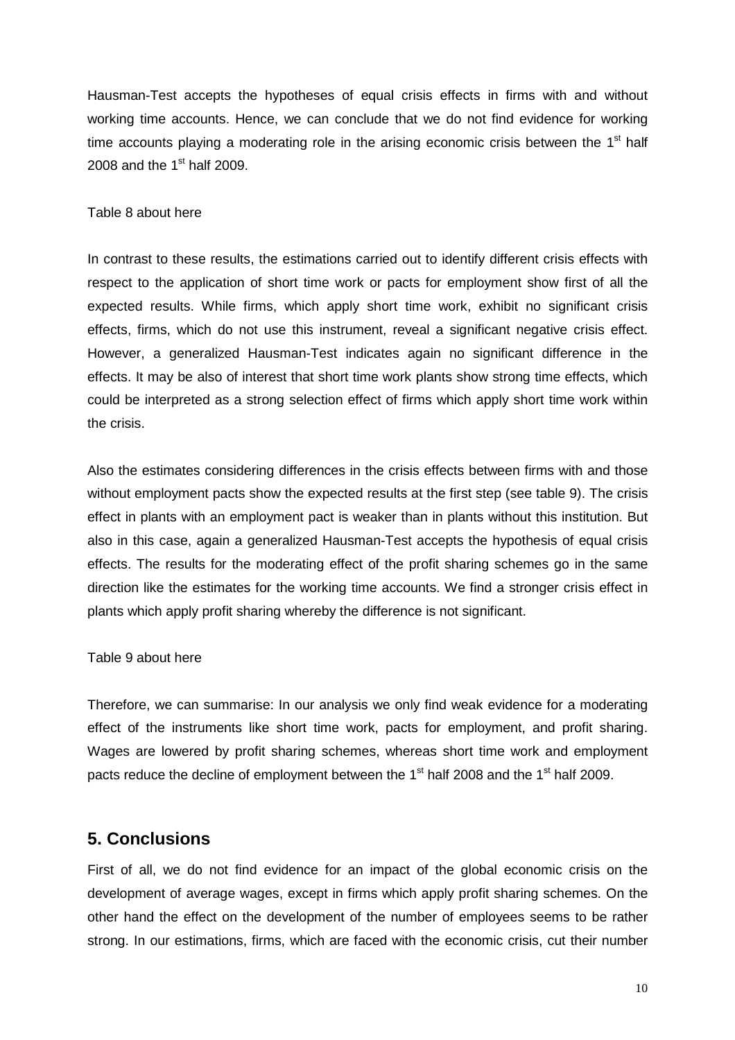Hausman-Test accepts the hypotheses of equal crisis effects in firms with and without working time accounts. Hence, we can conclude that we do not find evidence for working time accounts playing a moderating role in the arising economic crisis between the 1st half 2008 and the 1st half 2009.

Table 8 about here

In contrast to these results, the estimations carried out to identify different crisis effects with respect to the application of short time work or pacts for employment show first of all the expected results. While firms, which apply short time work, exhibit no significant crisis effects, firms, which do not use this instrument, reveal a significant negative crisis effect. However, a generalized Hausman-Test indicates again no significant difference in the effects. It may be also of interest that short time work plants show strong time effects, which could be interpreted as a strong selection effect of firms which apply short time work within the crisis.

Also the estimates considering differences in the crisis effects between firms with and those without employment pacts show the expected results at the first step (see table 9). The crisis effect in plants with an employment pact is weaker than in plants without this institution. But also in this case, again a generalized Hausman-Test accepts the hypothesis of equal crisis effects. The results for the moderating effect of the profit sharing schemes go in the same direction like the estimates for the working time accounts. We find a stronger crisis effect in plants which apply profit sharing whereby the difference is not significant.

Table 9 about here

Therefore, we can summarise: In our analysis we only find weak evidence for a moderating effect of the instruments like short time work, pacts for employment, and profit sharing. Wages are lowered by profit sharing schemes, whereas short time work and employment pacts reduce the decline of employment between the 1st half 2008 and the 1st half 2009.

## 5. Conclusions

First of all, we do not find evidence for an impact of the global economic crisis on the development of average wages, except in firms which apply profit sharing schemes. On the other hand the effect on the development of the number of employees seems to be rather strong. In our estimations, firms, which are faced with the economic crisis, cut their number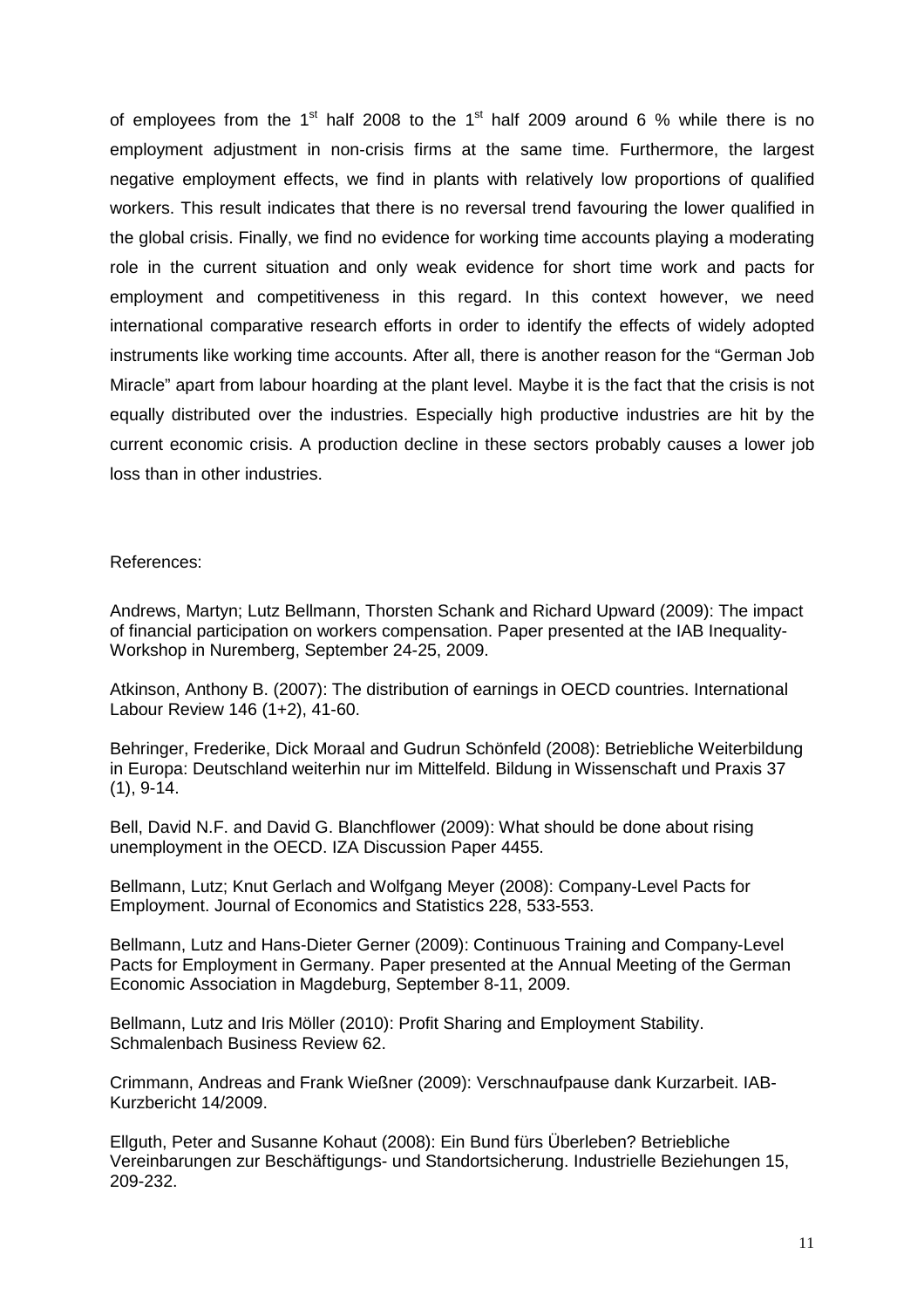of employees from the 1st half 2008 to the 1st half 2009 around 6 % while there is no employment adjustment in non-crisis firms at the same time. Furthermore, the largest negative employment effects, we find in plants with relatively low proportions of qualified workers. This result indicates that there is no reversal trend favouring the lower qualified in the global crisis. Finally, we find no evidence for working time accounts playing a moderating role in the current situation and only weak evidence for short time work and pacts for employment and competitiveness in this regard. In this context however, we need international comparative research efforts in order to identify the effects of widely adopted instruments like working time accounts. After all, there is another reason for the "German Job Miracle" apart from labour hoarding at the plant level. Maybe it is the fact that the crisis is not equally distributed over the industries. Especially high productive industries are hit by the current economic crisis. A production decline in these sectors probably causes a lower job loss than in other industries.

References:

Andrews, Martyn; Lutz Bellmann, Thorsten Schank and Richard Upward (2009): The impact of financial participation on workers compensation. Paper presented at the IAB Inequality-Workshop in Nuremberg, September 24-25, 2009.

Atkinson, Anthony B. (2007): The distribution of earnings in OECD countries. International Labour Review 146 (1+2), 41-60.

Behringer, Frederike, Dick Moraal and Gudrun Schönfeld (2008): Betriebliche Weiterbildung in Europa: Deutschland weiterhin nur im Mittelfeld. Bildung in Wissenschaft und Praxis 37 (1), 9-14.

Bell, David N.F. and David G. Blanchflower (2009): What should be done about rising unemployment in the OECD. IZA Discussion Paper 4455.

Bellmann, Lutz; Knut Gerlach and Wolfgang Meyer (2008): Company-Level Pacts for Employment. Journal of Economics and Statistics 228, 533-553.

Bellmann, Lutz and Hans-Dieter Gerner (2009): Continuous Training and Company-Level Pacts for Employment in Germany. Paper presented at the Annual Meeting of the German Economic Association in Magdeburg, September 8-11, 2009.

Bellmann, Lutz and Iris Möller (2010): Profit Sharing and Employment Stability. Schmalenbach Business Review 62.

Crimmann, Andreas and Frank Wießner (2009): Verschnaufpause dank Kurzarbeit. IAB-Kurzbericht 14/2009.

Ellguth, Peter and Susanne Kohaut (2008): Ein Bund fürs Überleben? Betriebliche Vereinbarungen zur Beschäftigungs- und Standortsicherung. Industrielle Beziehungen 15, 209-232.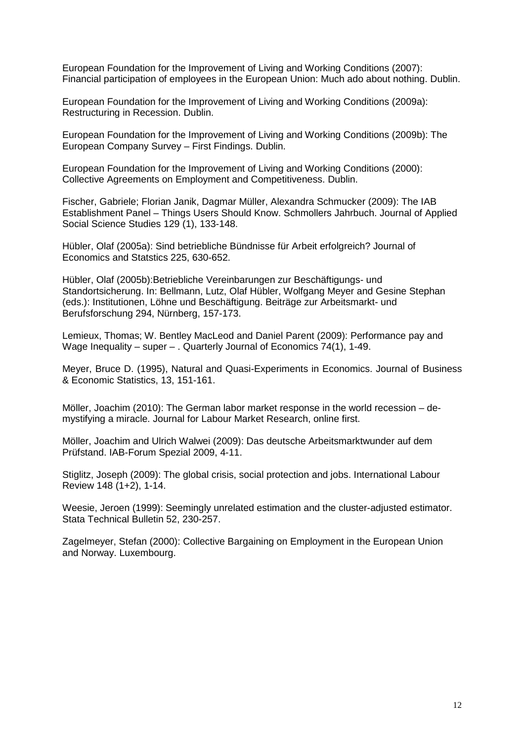European Foundation for the Improvement of Living and Working Conditions (2007): Financial participation of employees in the European Union: Much ado about nothing. Dublin.

European Foundation for the Improvement of Living and Working Conditions (2009a): Restructuring in Recession. Dublin.

European Foundation for the Improvement of Living and Working Conditions (2009b): The European Company Survey – First Findings. Dublin.

European Foundation for the Improvement of Living and Working Conditions (2000): Collective Agreements on Employment and Competitiveness. Dublin.

Fischer, Gabriele; Florian Janik, Dagmar Müller, Alexandra Schmucker (2009): The IAB Establishment Panel – Things Users Should Know. Schmollers Jahrbuch. Journal of Applied Social Science Studies 129 (1), 133-148.

Hübler, Olaf (2005a): Sind betriebliche Bündnisse für Arbeit erfolgreich? Journal of Economics and Statstics 225, 630-652.

Hübler, Olaf (2005b):Betriebliche Vereinbarungen zur Beschäftigungs- und Standortsicherung. In: Bellmann, Lutz, Olaf Hübler, Wolfgang Meyer and Gesine Stephan (eds.): Institutionen, Löhne und Beschäftigung. Beiträge zur Arbeitsmarkt- und Berufsforschung 294, Nürnberg, 157-173.

Lemieux, Thomas; W. Bentley MacLeod and Daniel Parent (2009): Performance pay and Wage Inequality – super – . Quarterly Journal of Economics 74(1), 1-49.

Meyer, Bruce D. (1995), Natural and Quasi-Experiments in Economics. Journal of Business & Economic Statistics, 13, 151-161.

Möller, Joachim (2010): The German labor market response in the world recession – de-mystifying a miracle. Journal for Labour Market Research, online first.

Möller, Joachim and Ulrich Walwei (2009): Das deutsche Arbeitsmarktwunder auf dem Prüfstand. IAB-Forum Spezial 2009, 4-11.

Stiglitz, Joseph (2009): The global crisis, social protection and jobs. International Labour Review 148 (1+2), 1-14.

Weesie, Jeroen (1999): Seemingly unrelated estimation and the cluster-adjusted estimator. Stata Technical Bulletin 52, 230-257.

Zagelmeyer, Stefan (2000): Collective Bargaining on Employment in the European Union and Norway. Luxembourg.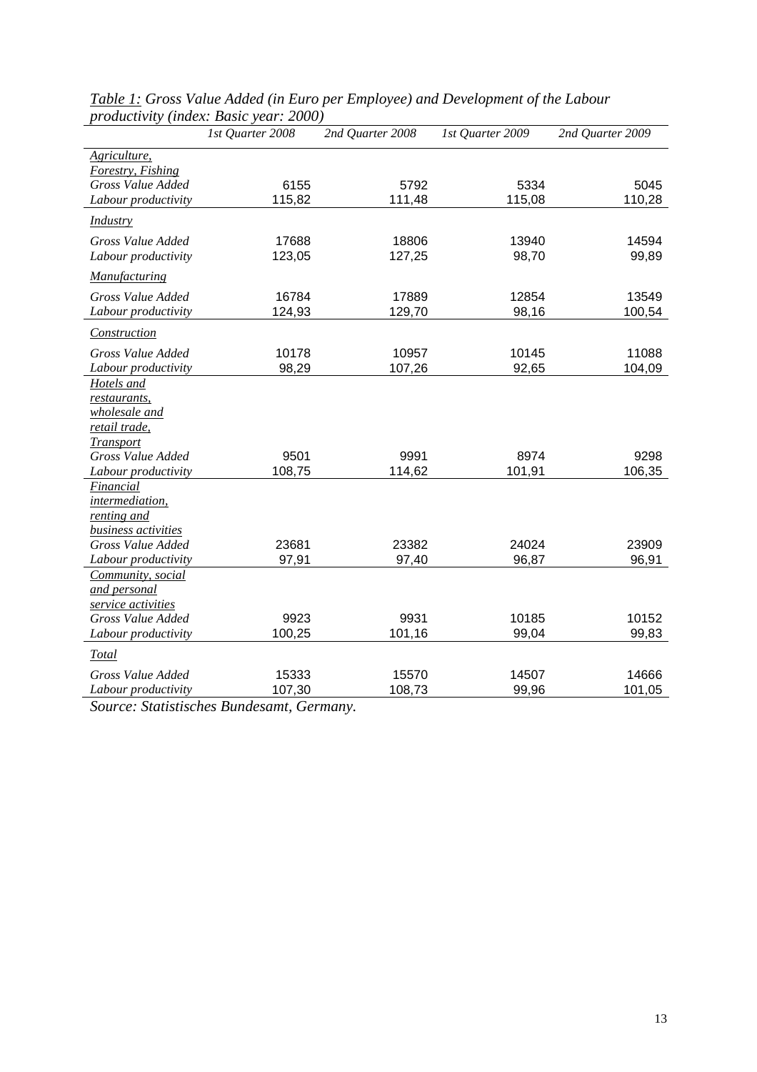*Table 1:* *Gross Value Added (in Euro per Employee) and Development of the Labour productivity (index: Basic year: 2000)*

| | *1st Quarter 2008* | *2nd Quarter 2008* | *1st Quarter 2009* | *2nd Quarter 2009* |
|---|---|---|---|---|
| *Agriculture, Forestry, Fishing* | | | | |
| *Gross Value Added* | 6155 | 5792 | 5334 | 5045 |
| *Labour productivity* | 115,82 | 111,48 | 115,08 | 110,28 |
| *Industry* | | | | |
| *Gross Value Added* | 17688 | 18806 | 13940 | 14594 |
| *Labour productivity* | 123,05 | 127,25 | 98,70 | 99,89 |
| *Manufacturing* | | | | |
| *Gross Value Added* | 16784 | 17889 | 12854 | 13549 |
| *Labour productivity* | 124,93 | 129,70 | 98,16 | 100,54 |
| *Construction* | | | | |
| *Gross Value Added* | 10178 | 10957 | 10145 | 11088 |
| *Labour productivity* | 98,29 | 107,26 | 92,65 | 104,09 |
| *Hotels and restaurants, wholesale and retail trade, Transport* | | | | |
| *Gross Value Added* | 9501 | 9991 | 8974 | 9298 |
| *Labour productivity* | 108,75 | 114,62 | 101,91 | 106,35 |
| *Financial intermediation, renting and business activities* | | | | |
| *Gross Value Added* | 23681 | 23382 | 24024 | 23909 |
| *Labour productivity* | 97,91 | 97,40 | 96,87 | 96,91 |
| *Community, social and personal service activities* | | | | |
| *Gross Value Added* | 9923 | 9931 | 10185 | 10152 |
| *Labour productivity* | 100,25 | 101,16 | 99,04 | 99,83 |
| *Total* | | | | |
| *Gross Value Added* | 15333 | 15570 | 14507 | 14666 |
| *Labour productivity* | 107,30 | 108,73 | 99,96 | 101,05 |

*Source: Statistisches Bundesamt, Germany.*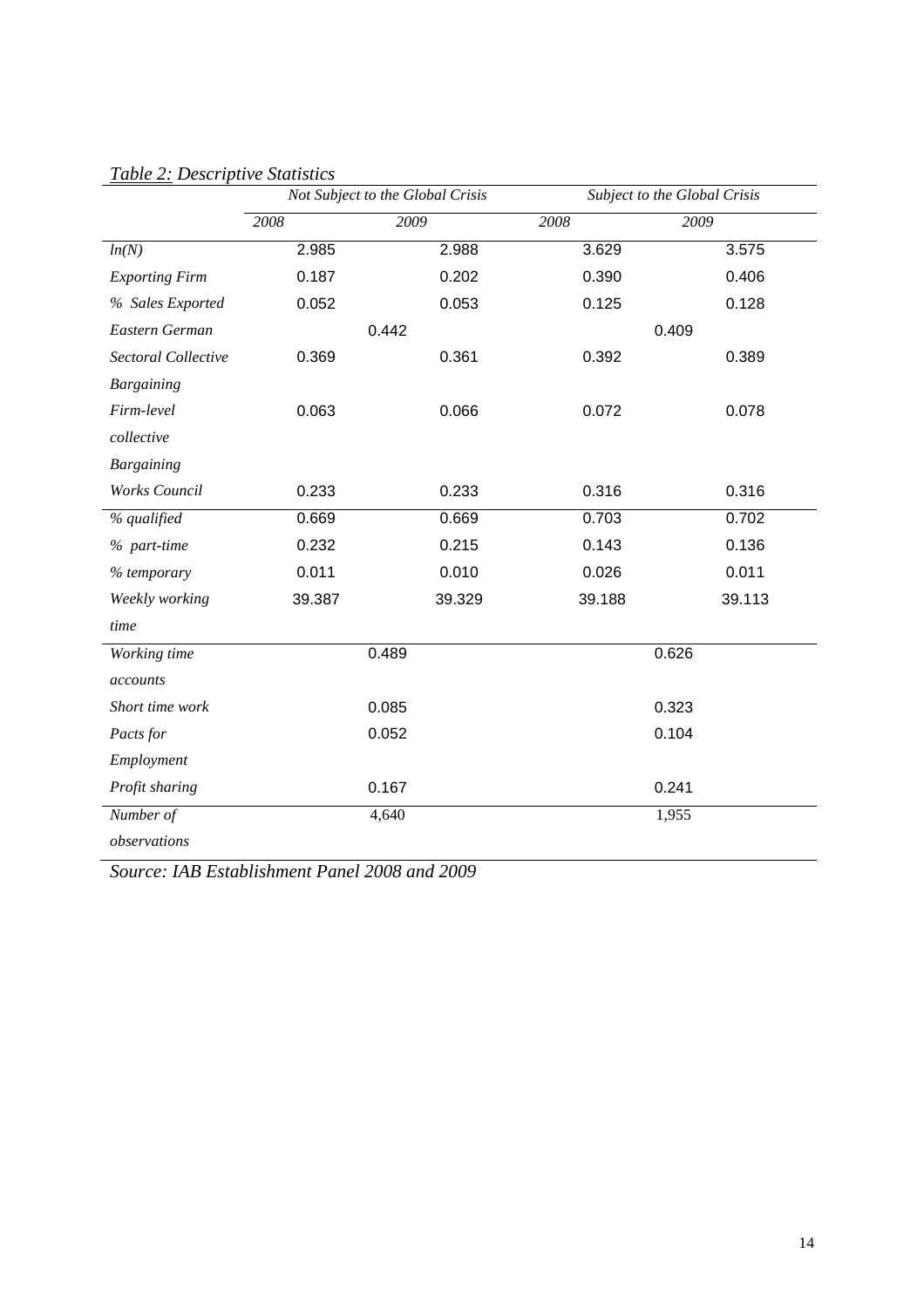*Table 2: Descriptive Statistics*

| | Not Subject to the Global Crisis | | Subject to the Global Crisis | |
|---|---|---|---|---|
| | 2008 | 2009 | 2008 | 2009 |
| *ln(N)* | 2.985 | 2.988 | 3.629 | 3.575 |
| *Exporting Firm* | 0.187 | 0.202 | 0.390 | 0.406 |
| *% Sales Exported* | 0.052 | 0.053 | 0.125 | 0.128 |
| *Eastern German* | 0.442 | | 0.409 | |
| *Sectoral Collective Bargaining* | 0.369 | 0.361 | 0.392 | 0.389 |
| *Firm-level collective Bargaining* | 0.063 | 0.066 | 0.072 | 0.078 |
| *Works Council* | 0.233 | 0.233 | 0.316 | 0.316 |
| *% qualified* | 0.669 | 0.669 | 0.703 | 0.702 |
| *% part-time* | 0.232 | 0.215 | 0.143 | 0.136 |
| *% temporary* | 0.011 | 0.010 | 0.026 | 0.011 |
| *Weekly working time* | 39.387 | 39.329 | 39.188 | 39.113 |
| *Working time accounts* | 0.489 | | 0.626 | |
| *Short time work* | 0.085 | | 0.323 | |
| *Pacts for Employment* | 0.052 | | 0.104 | |
| *Profit sharing* | 0.167 | | 0.241 | |
| *Number of observations* | 4,640 | | 1,955 | |

*Source: IAB Establishment Panel 2008 and 2009*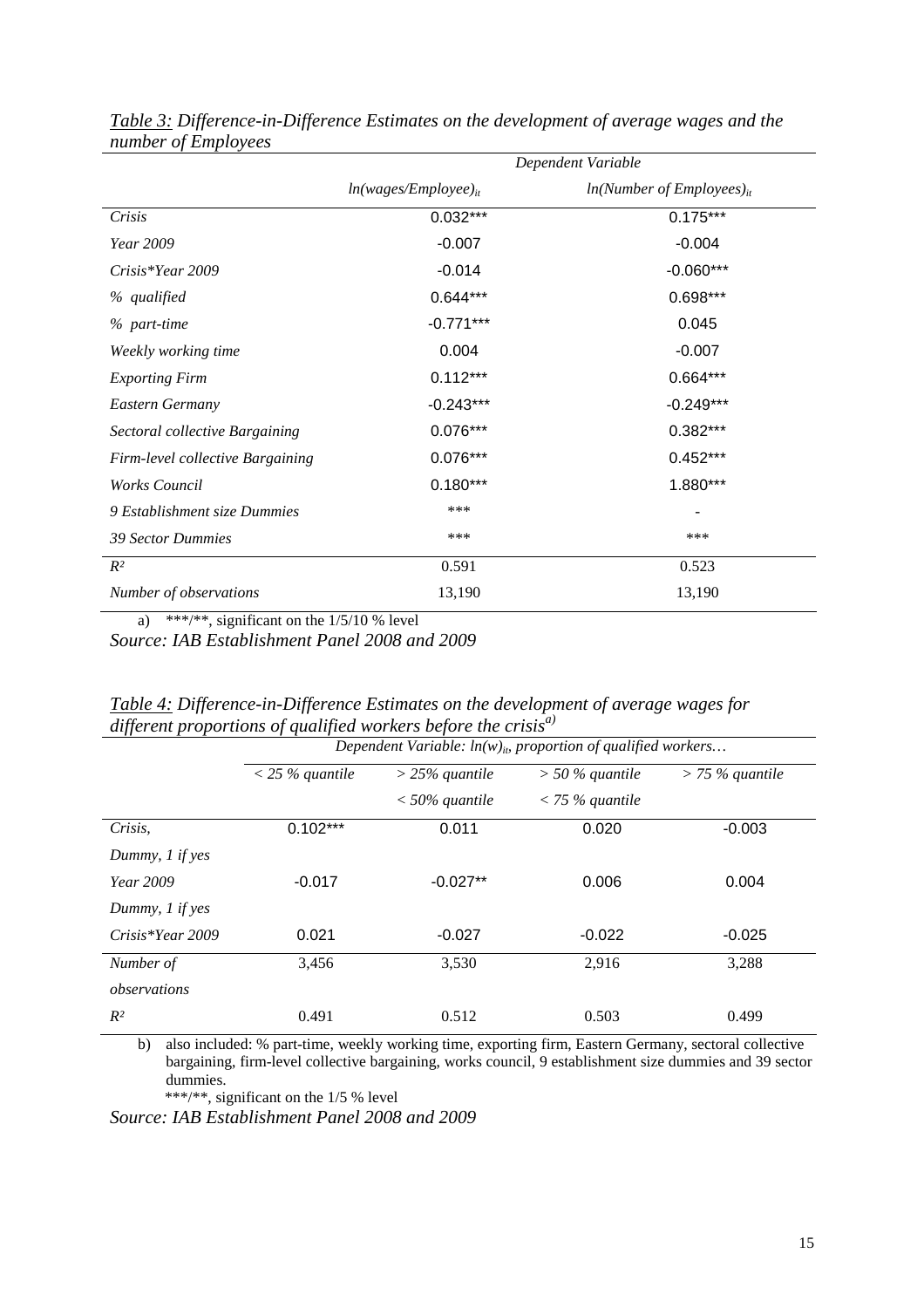*Table 3: Difference-in-Difference Estimates on the development of average wages and the number of Employees*

| | Dependent Variable | |
|---|---|---|
| | $ln(wages/Employee)_{it}$ | $ln(Number\ of\ Employees)_{it}$ |
| *Crisis* | 0.032*** | 0.175*** |
| *Year 2009* | -0.007 | -0.004 |
| *Crisis*Year 2009* | -0.014 | -0.060*** |
| *% qualified* | 0.644*** | 0.698*** |
| *% part-time* | -0.771*** | 0.045 |
| *Weekly working time* | 0.004 | -0.007 |
| *Exporting Firm* | 0.112*** | 0.664*** |
| *Eastern Germany* | -0.243*** | -0.249*** |
| *Sectoral collective Bargaining* | 0.076*** | 0.382*** |
| *Firm-level collective Bargaining* | 0.076*** | 0.452*** |
| *Works Council* | 0.180*** | 1.880*** |
| *9 Establishment size Dummies* | *** | - |
| *39 Sector Dummies* | *** | *** |
| $R^2$ | 0.591 | 0.523 |
| *Number of observations* | 13,190 | 13,190 |

a) ***/**, significant on the 1/5/10 % level

*Source: IAB Establishment Panel 2008 and 2009*

*Table 4: Difference-in-Difference Estimates on the development of average wages for different proportions of qualified workers before the crisis*[a)]

| | Dependent Variable: $ln(w)_{it}$, proportion of qualified workers… | | | |
|---|---|---|---|---|
| | *< 25 % quantile* | *> 25% quantile < 50% quantile* | *> 50 % quantile < 75 % quantile* | *> 75 % quantile* |
| *Crisis, Dummy, 1 if yes* | 0.102*** | 0.011 | 0.020 | -0.003 |
| *Year 2009 Dummy, 1 if yes* | -0.017 | -0.027** | 0.006 | 0.004 |
| *Crisis*Year 2009* | 0.021 | -0.027 | -0.022 | -0.025 |
| *Number of observations* | 3,456 | 3,530 | 2,916 | 3,288 |
| $R^2$ | 0.491 | 0.512 | 0.503 | 0.499 |

b) also included: % part-time, weekly working time, exporting firm, Eastern Germany, sectoral collective bargaining, firm-level collective bargaining, works council, 9 establishment size dummies and 39 sector dummies.

***/**, significant on the 1/5 % level

*Source: IAB Establishment Panel 2008 and 2009*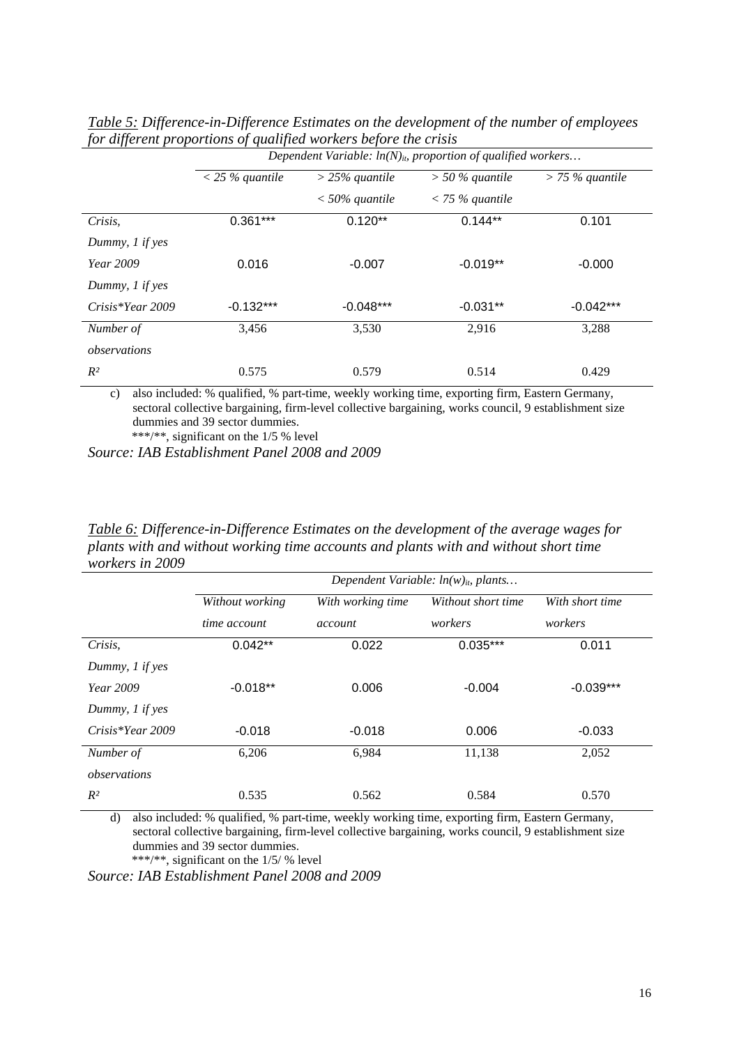*Table 5: Difference-in-Difference Estimates on the development of the number of employees for different proportions of qualified workers before the crisis*

| | *Dependent Variable: $ln(N)_{it}$, proportion of qualified workers…* | | | |
|---|---|---|---|---|
| | *< 25 % quantile* | *> 25% quantile < 50% quantile* | *> 50 % quantile < 75 % quantile* | *> 75 % quantile* |
| *Crisis, Dummy, 1 if yes* | 0.361*** | 0.120** | 0.144** | 0.101 |
| *Year 2009 Dummy, 1 if yes* | 0.016 | -0.007 | -0.019** | -0.000 |
| *Crisis*Year 2009* | -0.132*** | -0.048*** | -0.031** | -0.042*** |
| *Number of observations* | 3,456 | 3,530 | 2,916 | 3,288 |
| $R^2$ | 0.575 | 0.579 | 0.514 | 0.429 |

c) also included: % qualified, % part-time, weekly working time, exporting firm, Eastern Germany, sectoral collective bargaining, firm-level collective bargaining, works council, 9 establishment size dummies and 39 sector dummies.
***/**, significant on the 1/5 % level

*Source: IAB Establishment Panel 2008 and 2009*

*Table 6: Difference-in-Difference Estimates on the development of the average wages for plants with and without working time accounts and plants with and without short time workers in 2009*

| | *Dependent Variable: $ln(w)_{it}$, plants…* | | | |
|---|---|---|---|---|
| | *Without working time account* | *With working time account* | *Without short time workers* | *With short time workers* |
| *Crisis, Dummy, 1 if yes* | 0.042** | 0.022 | 0.035*** | 0.011 |
| *Year 2009 Dummy, 1 if yes* | -0.018** | 0.006 | -0.004 | -0.039*** |
| *Crisis*Year 2009* | -0.018 | -0.018 | 0.006 | -0.033 |
| *Number of observations* | 6,206 | 6,984 | 11,138 | 2,052 |
| $R^2$ | 0.535 | 0.562 | 0.584 | 0.570 |

d) also included: % qualified, % part-time, weekly working time, exporting firm, Eastern Germany, sectoral collective bargaining, firm-level collective bargaining, works council, 9 establishment size dummies and 39 sector dummies.
***/**, significant on the 1/5/ % level

*Source: IAB Establishment Panel 2008 and 2009*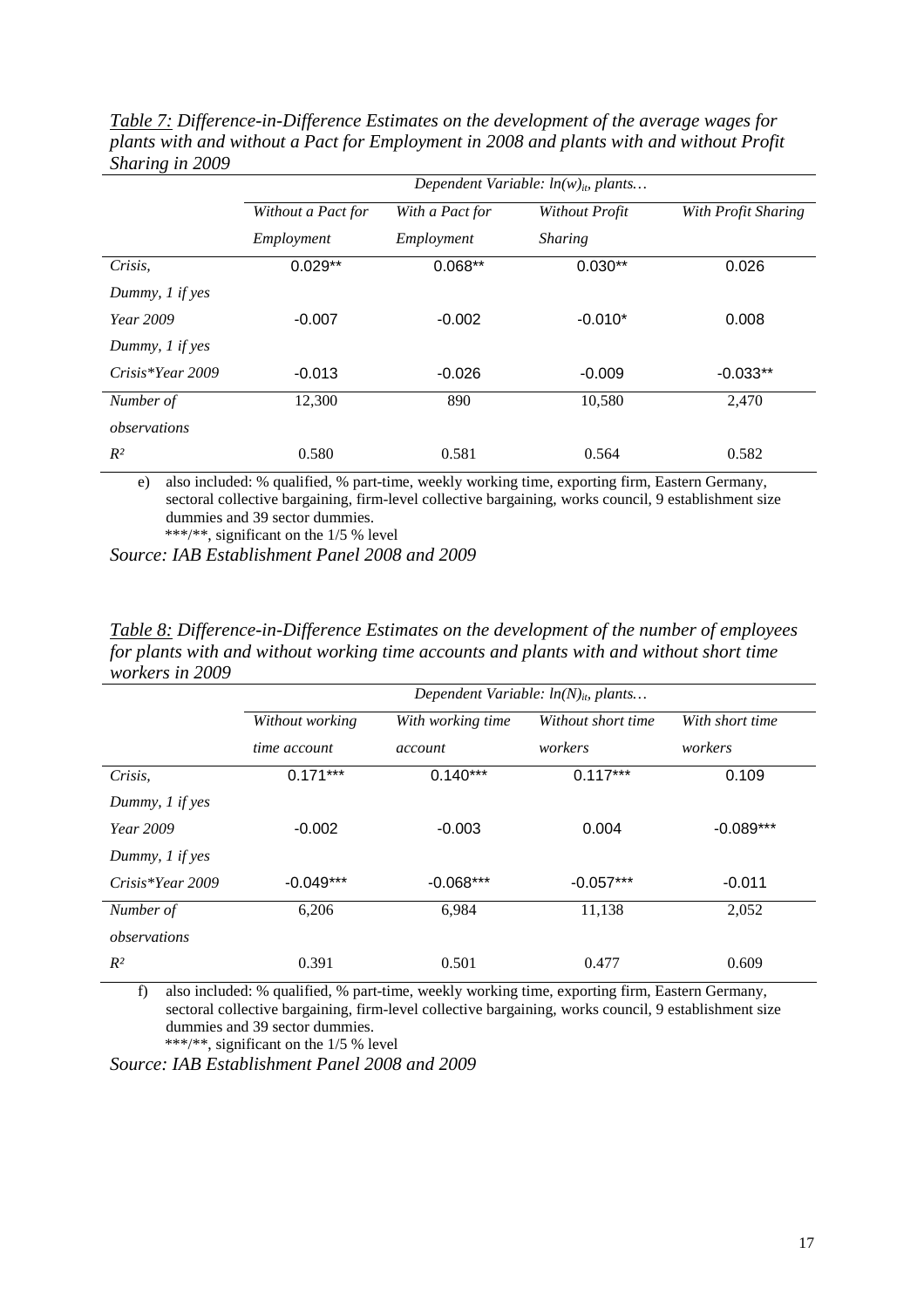*Table 7: Difference-in-Difference Estimates on the development of the average wages for plants with and without a Pact for Employment in 2008 and plants with and without Profit Sharing in 2009*

| | *Dependent Variable: $ln(w)_{it}$, plants…* | | | |
|---|---|---|---|---|
| | *Without a Pact for Employment* | *With a Pact for Employment* | *Without Profit Sharing* | *With Profit Sharing* |
| *Crisis, Dummy, 1 if yes* | 0.029** | 0.068** | 0.030** | 0.026 |
| *Year 2009 Dummy, 1 if yes* | -0.007 | -0.002 | -0.010* | 0.008 |
| *Crisis\*Year 2009* | -0.013 | -0.026 | -0.009 | -0.033** |
| *Number of observations* | 12,300 | 890 | 10,580 | 2,470 |
| $R^2$ | 0.580 | 0.581 | 0.564 | 0.582 |

e) also included: % qualified, % part-time, weekly working time, exporting firm, Eastern Germany, sectoral collective bargaining, firm-level collective bargaining, works council, 9 establishment size dummies and 39 sector dummies.
***/**, significant on the 1/5 % level

*Source: IAB Establishment Panel 2008 and 2009*

*Table 8: Difference-in-Difference Estimates on the development of the number of employees for plants with and without working time accounts and plants with and without short time workers in 2009*

| | *Dependent Variable: $ln(N)_{it}$, plants…* | | | |
|---|---|---|---|---|
| | *Without working time account* | *With working time account* | *Without short time workers* | *With short time workers* |
| *Crisis, Dummy, 1 if yes* | 0.171*** | 0.140*** | 0.117*** | 0.109 |
| *Year 2009 Dummy, 1 if yes* | -0.002 | -0.003 | 0.004 | -0.089*** |
| *Crisis\*Year 2009* | -0.049*** | -0.068*** | -0.057*** | -0.011 |
| *Number of observations* | 6,206 | 6,984 | 11,138 | 2,052 |
| $R^2$ | 0.391 | 0.501 | 0.477 | 0.609 |

f) also included: % qualified, % part-time, weekly working time, exporting firm, Eastern Germany, sectoral collective bargaining, firm-level collective bargaining, works council, 9 establishment size dummies and 39 sector dummies.
***/**, significant on the 1/5 % level

*Source: IAB Establishment Panel 2008 and 2009*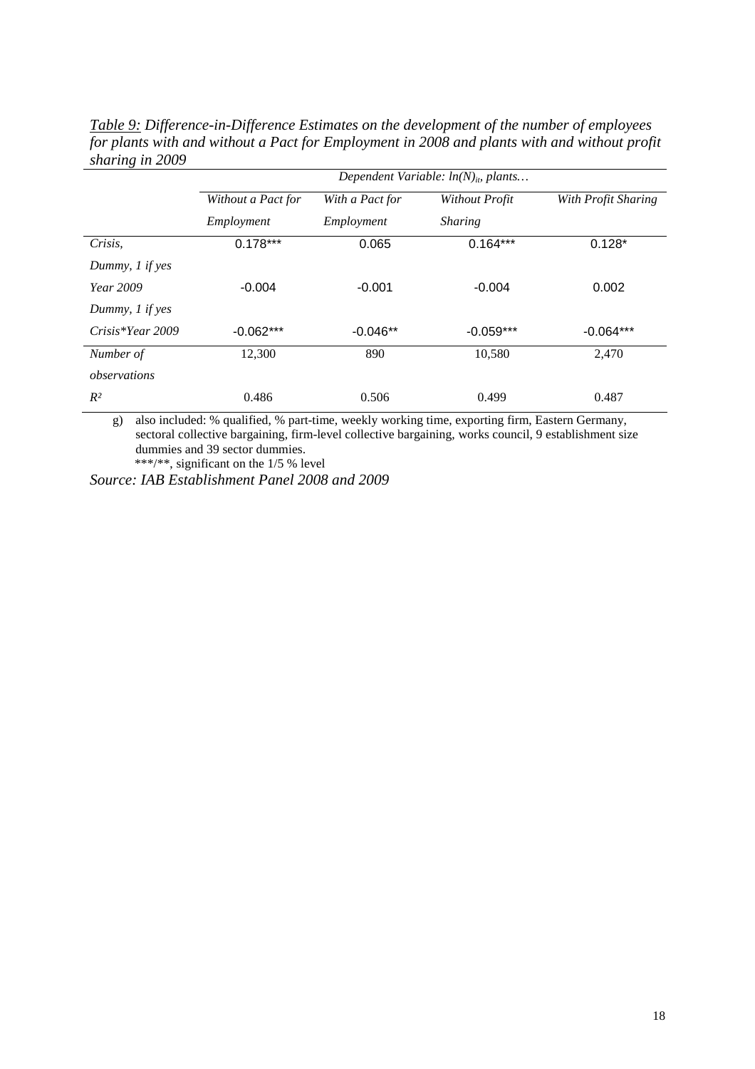*<u>Table 9:</u> Difference-in-Difference Estimates on the development of the number of employees for plants with and without a Pact for Employment in 2008 and plants with and without profit sharing in 2009*

| | *Dependent Variable: $ln(N)_{it}$, plants…* | | | |
|---|---|---|---|---|
| | *Without a Pact for Employment* | *With a Pact for Employment* | *Without Profit Sharing* | *With Profit Sharing* |
| *Crisis, Dummy, 1 if yes* | 0.178*** | 0.065 | 0.164*** | 0.128* |
| *Year 2009 Dummy, 1 if yes* | -0.004 | -0.001 | -0.004 | 0.002 |
| *Crisis*Year 2009* | -0.062*** | -0.046** | -0.059*** | -0.064*** |
| *Number of observations* | 12,300 | 890 | 10,580 | 2,470 |
| $R^2$ | 0.486 | 0.506 | 0.499 | 0.487 |

g) also included: % qualified, % part-time, weekly working time, exporting firm, Eastern Germany, sectoral collective bargaining, firm-level collective bargaining, works council, 9 establishment size dummies and 39 sector dummies.
***/**, significant on the 1/5 % level

*Source: IAB Establishment Panel 2008 and 2009*